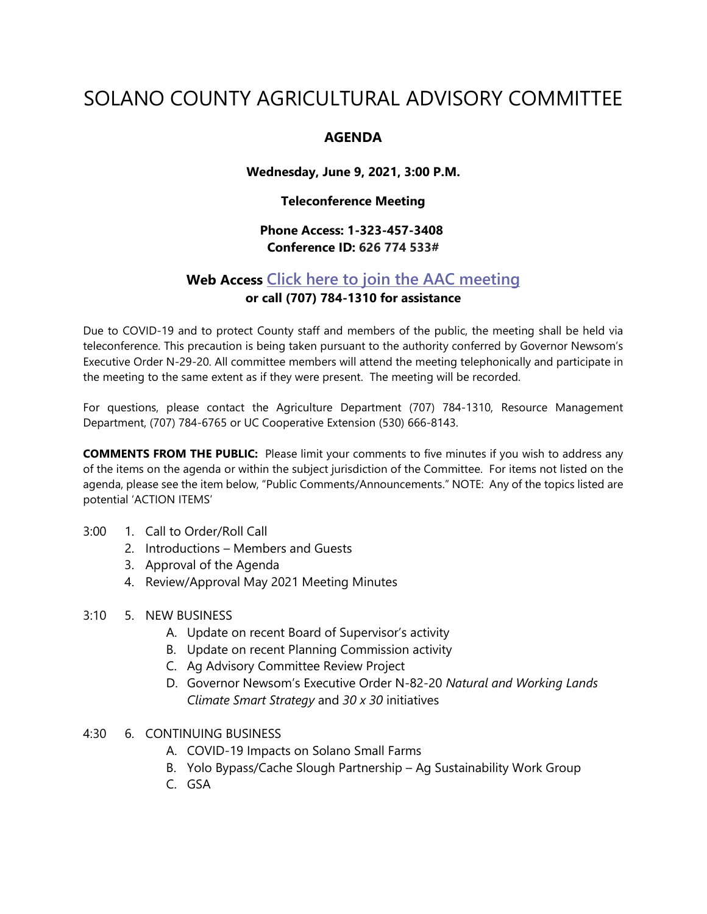# SOLANO COUNTY AGRICULTURAL ADVISORY COMMITTEE

## AGENDA

**Wednesday, June 9, 2021, 3:00 P.M.**

**Teleconference Meeting**

**Phone Access: 1-323-457-3408**
**Conference ID: 626 774 533#**

**Web Access Click here to join the AAC meeting**
**or call (707) 784-1310 for assistance**

Due to COVID-19 and to protect County staff and members of the public, the meeting shall be held via teleconference. This precaution is being taken pursuant to the authority conferred by Governor Newsom's Executive Order N-29-20. All committee members will attend the meeting telephonically and participate in the meeting to the same extent as if they were present. The meeting will be recorded.

For questions, please contact the Agriculture Department (707) 784-1310, Resource Management Department, (707) 784-6765 or UC Cooperative Extension (530) 666-8143.

**COMMENTS FROM THE PUBLIC:** Please limit your comments to five minutes if you wish to address any of the items on the agenda or within the subject jurisdiction of the Committee. For items not listed on the agenda, please see the item below, "Public Comments/Announcements." NOTE: Any of the topics listed are potential 'ACTION ITEMS'

3:00
1. Call to Order/Roll Call
2. Introductions – Members and Guests
3. Approval of the Agenda
4. Review/Approval May 2021 Meeting Minutes

3:10
5. NEW BUSINESS
   - A. Update on recent Board of Supervisor's activity
   - B. Update on recent Planning Commission activity
   - C. Ag Advisory Committee Review Project
   - D. Governor Newsom's Executive Order N-82-20 *Natural and Working Lands Climate Smart Strategy* and *30 x 30* initiatives

4:30
6. CONTINUING BUSINESS
   - A. COVID-19 Impacts on Solano Small Farms
   - B. Yolo Bypass/Cache Slough Partnership – Ag Sustainability Work Group
   - C. GSA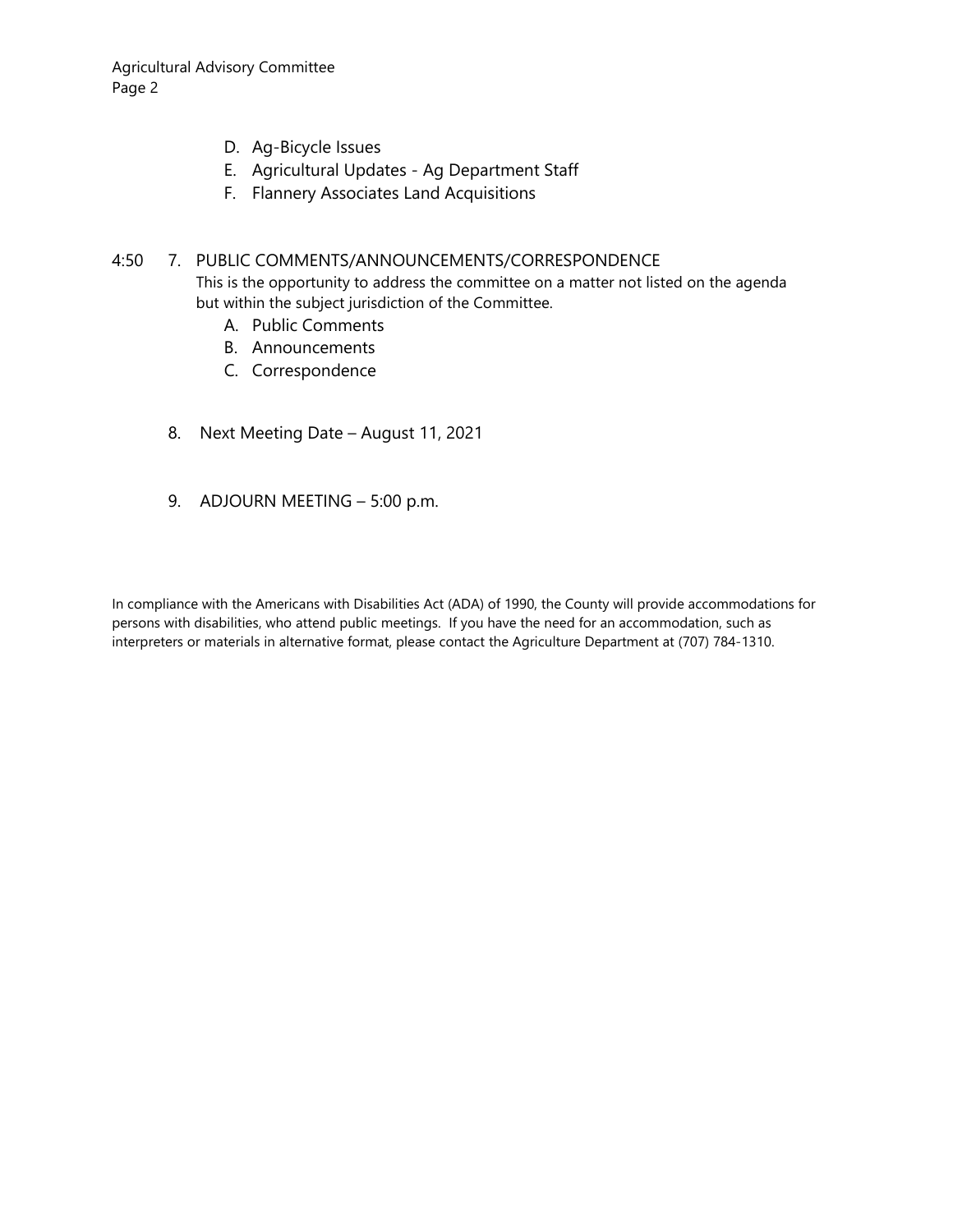D. Ag-Bicycle Issues
E. Agricultural Updates - Ag Department Staff
F. Flannery Associates Land Acquisitions

4:50 7. PUBLIC COMMENTS/ANNOUNCEMENTS/CORRESPONDENCE

This is the opportunity to address the committee on a matter not listed on the agenda but within the subject jurisdiction of the Committee.

A. Public Comments
B. Announcements
C. Correspondence

8. Next Meeting Date – August 11, 2021

9. ADJOURN MEETING – 5:00 p.m.

In compliance with the Americans with Disabilities Act (ADA) of 1990, the County will provide accommodations for persons with disabilities, who attend public meetings. If you have the need for an accommodation, such as interpreters or materials in alternative format, please contact the Agriculture Department at (707) 784-1310.